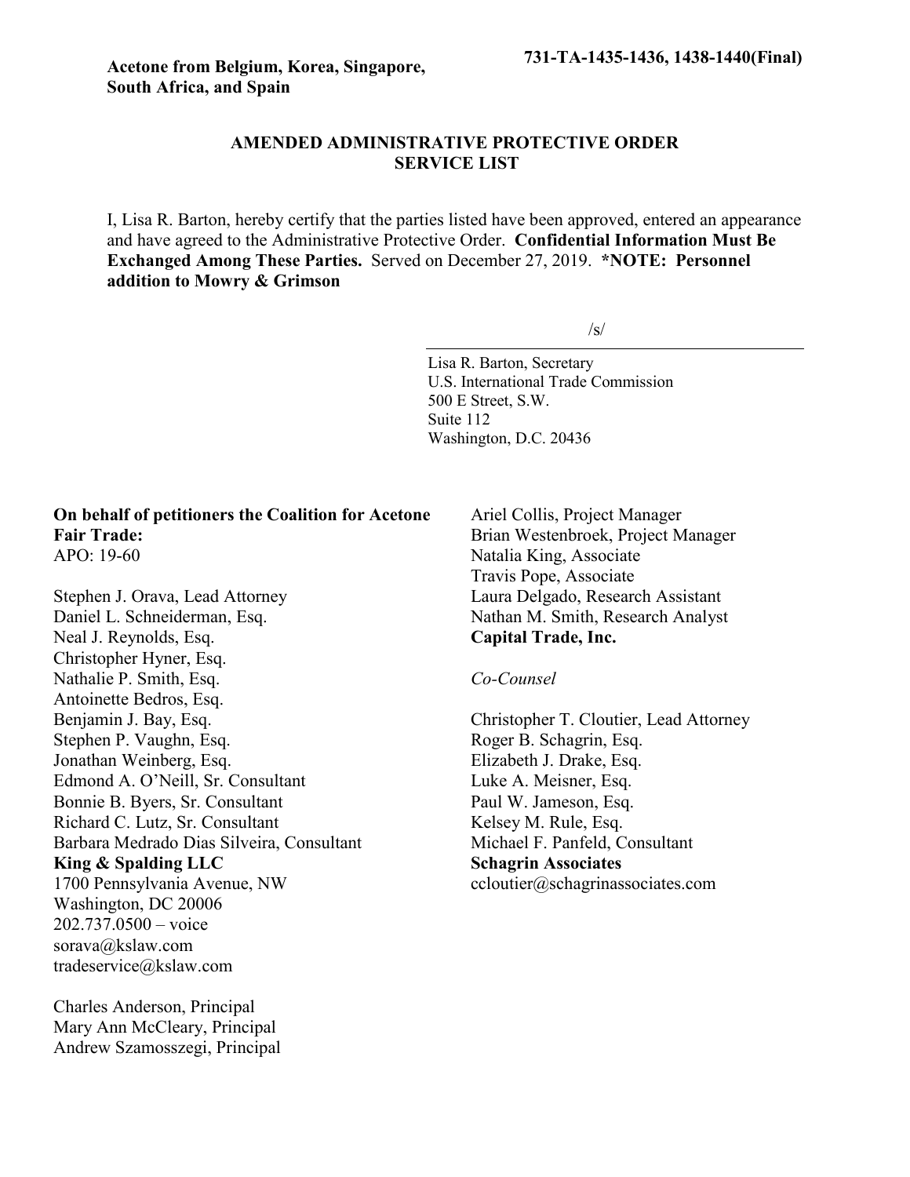**Acetone from Belgium, Korea, Singapore, South Africa, and Spain**

**731-TA-1435-1436, 1438-1440(Final)**

## AMENDED ADMINISTRATIVE PROTECTIVE ORDER SERVICE LIST

I, Lisa R. Barton, hereby certify that the parties listed have been approved, entered an appearance and have agreed to the Administrative Protective Order. **Confidential Information Must Be Exchanged Among These Parties.** Served on December 27, 2019. **\*NOTE: Personnel addition to Mowry & Grimson**

/s/

Lisa R. Barton, Secretary
U.S. International Trade Commission
500 E Street, S.W.
Suite 112
Washington, D.C. 20436

**On behalf of petitioners the Coalition for Acetone Fair Trade:**
APO: 19-60

Stephen J. Orava, Lead Attorney
Daniel L. Schneiderman, Esq.
Neal J. Reynolds, Esq.
Christopher Hyner, Esq.
Nathalie P. Smith, Esq.
Antoinette Bedros, Esq.
Benjamin J. Bay, Esq.
Stephen P. Vaughn, Esq.
Jonathan Weinberg, Esq.
Edmond A. O'Neill, Sr. Consultant
Bonnie B. Byers, Sr. Consultant
Richard C. Lutz, Sr. Consultant
Barbara Medrado Dias Silveira, Consultant
**King & Spalding LLC**
1700 Pennsylvania Avenue, NW
Washington, DC 20006
202.737.0500 – voice
sorava@kslaw.com
tradeservice@kslaw.com

Charles Anderson, Principal
Mary Ann McCleary, Principal
Andrew Szamosszegi, Principal
Ariel Collis, Project Manager
Brian Westenbroek, Project Manager
Natalia King, Associate
Travis Pope, Associate
Laura Delgado, Research Assistant
Nathan M. Smith, Research Analyst
**Capital Trade, Inc.**

*Co-Counsel*

Christopher T. Cloutier, Lead Attorney
Roger B. Schagrin, Esq.
Elizabeth J. Drake, Esq.
Luke A. Meisner, Esq.
Paul W. Jameson, Esq.
Kelsey M. Rule, Esq.
Michael F. Panfeld, Consultant
**Schagrin Associates**
ccloutier@schagrinassociates.com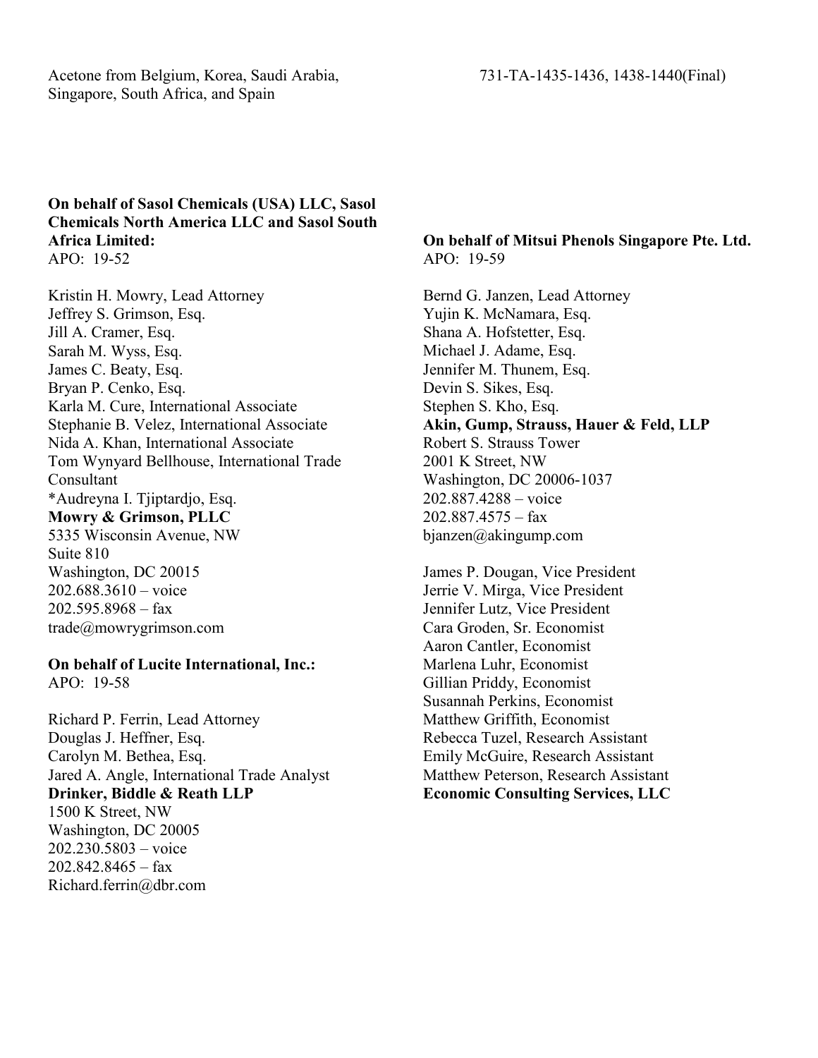Acetone from Belgium, Korea, Saudi Arabia, Singapore, South Africa, and Spain

731-TA-1435-1436, 1438-1440(Final)

**On behalf of Sasol Chemicals (USA) LLC, Sasol Chemicals North America LLC and Sasol South Africa Limited:**
APO: 19-52

Kristin H. Mowry, Lead Attorney
Jeffrey S. Grimson, Esq.
Jill A. Cramer, Esq.
Sarah M. Wyss, Esq.
James C. Beaty, Esq.
Bryan P. Cenko, Esq.
Karla M. Cure, International Associate
Stephanie B. Velez, International Associate
Nida A. Khan, International Associate
Tom Wynyard Bellhouse, International Trade Consultant
*Audreyna I. Tjiptardjo, Esq.
**Mowry & Grimson, PLLC**
5335 Wisconsin Avenue, NW
Suite 810
Washington, DC 20015
202.688.3610 – voice
202.595.8968 – fax
trade@mowrygrimson.com

**On behalf of Lucite International, Inc.:**
APO: 19-58

Richard P. Ferrin, Lead Attorney
Douglas J. Heffner, Esq.
Carolyn M. Bethea, Esq.
Jared A. Angle, International Trade Analyst
**Drinker, Biddle & Reath LLP**
1500 K Street, NW
Washington, DC 20005
202.230.5803 – voice
202.842.8465 – fax
Richard.ferrin@dbr.com

**On behalf of Mitsui Phenols Singapore Pte. Ltd.**
APO: 19-59

Bernd G. Janzen, Lead Attorney
Yujin K. McNamara, Esq.
Shana A. Hofstetter, Esq.
Michael J. Adame, Esq.
Jennifer M. Thunem, Esq.
Devin S. Sikes, Esq.
Stephen S. Kho, Esq.
**Akin, Gump, Strauss, Hauer & Feld, LLP**
Robert S. Strauss Tower
2001 K Street, NW
Washington, DC 20006-1037
202.887.4288 – voice
202.887.4575 – fax
bjanzen@akingump.com

James P. Dougan, Vice President
Jerrie V. Mirga, Vice President
Jennifer Lutz, Vice President
Cara Groden, Sr. Economist
Aaron Cantler, Economist
Marlena Luhr, Economist
Gillian Priddy, Economist
Susannah Perkins, Economist
Matthew Griffith, Economist
Rebecca Tuzel, Research Assistant
Emily McGuire, Research Assistant
Matthew Peterson, Research Assistant
**Economic Consulting Services, LLC**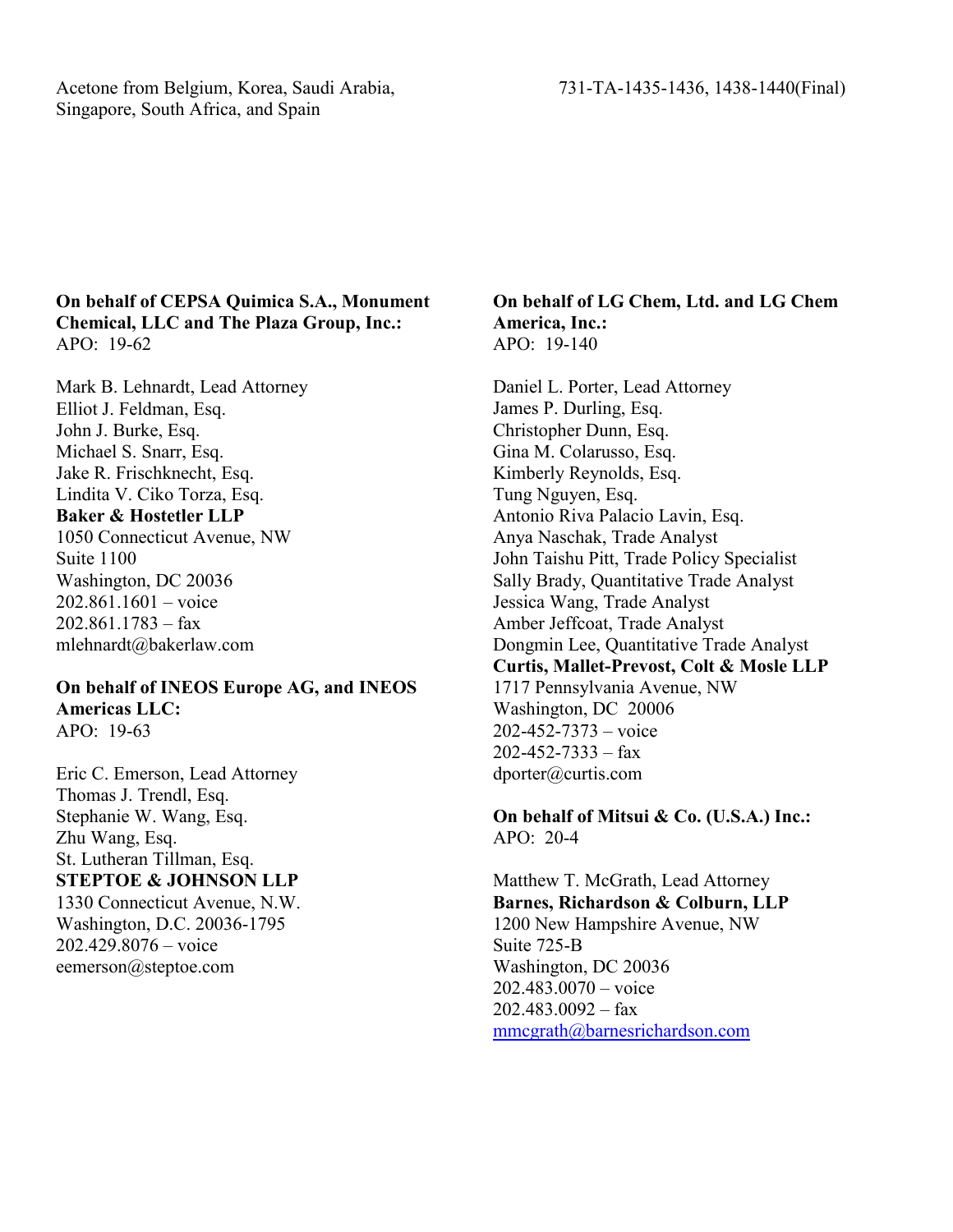Acetone from Belgium, Korea, Saudi Arabia, Singapore, South Africa, and Spain

731-TA-1435-1436, 1438-1440(Final)

**On behalf of CEPSA Quimica S.A., Monument Chemical, LLC and The Plaza Group, Inc.:**
APO: 19-62

Mark B. Lehnardt, Lead Attorney
Elliot J. Feldman, Esq.
John J. Burke, Esq.
Michael S. Snarr, Esq.
Jake R. Frischknecht, Esq.
Lindita V. Ciko Torza, Esq.
**Baker & Hostetler LLP**
1050 Connecticut Avenue, NW
Suite 1100
Washington, DC 20036
202.861.1601 – voice
202.861.1783 – fax
mlehnardt@bakerlaw.com

**On behalf of INEOS Europe AG, and INEOS Americas LLC:**
APO: 19-63

Eric C. Emerson, Lead Attorney
Thomas J. Trendl, Esq.
Stephanie W. Wang, Esq.
Zhu Wang, Esq.
St. Lutheran Tillman, Esq.
**STEPTOE & JOHNSON LLP**
1330 Connecticut Avenue, N.W.
Washington, D.C. 20036-1795
202.429.8076 – voice
eemerson@steptoe.com

**On behalf of LG Chem, Ltd. and LG Chem America, Inc.:**
APO: 19-140

Daniel L. Porter, Lead Attorney
James P. Durling, Esq.
Christopher Dunn, Esq.
Gina M. Colarusso, Esq.
Kimberly Reynolds, Esq.
Tung Nguyen, Esq.
Antonio Riva Palacio Lavin, Esq.
Anya Naschak, Trade Analyst
John Taishu Pitt, Trade Policy Specialist
Sally Brady, Quantitative Trade Analyst
Jessica Wang, Trade Analyst
Amber Jeffcoat, Trade Analyst
Dongmin Lee, Quantitative Trade Analyst
**Curtis, Mallet-Prevost, Colt & Mosle LLP**
1717 Pennsylvania Avenue, NW
Washington, DC 20006
202-452-7373 – voice
202-452-7333 – fax
dporter@curtis.com

**On behalf of Mitsui & Co. (U.S.A.) Inc.:**
APO: 20-4

Matthew T. McGrath, Lead Attorney
**Barnes, Richardson & Colburn, LLP**
1200 New Hampshire Avenue, NW
Suite 725-B
Washington, DC 20036
202.483.0070 – voice
202.483.0092 – fax
mmcgrath@barnesrichardson.com